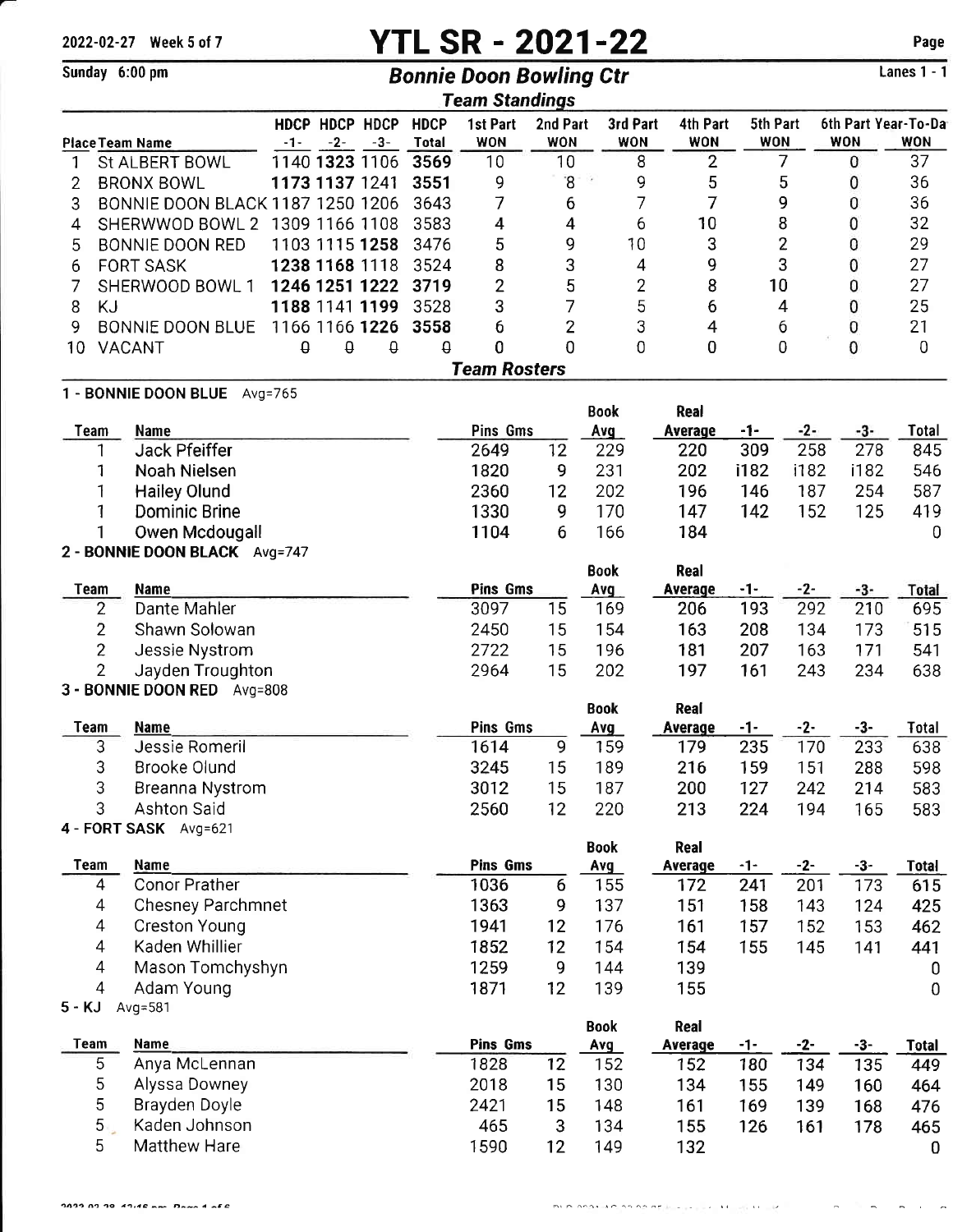2022-02-27 Week 5 of 7

# YTL SR - 2021-22

Sunday 6:00 pm

## Bonnie Doon Bowling Ctr

Lanes 1 - 1

### Team Standings

| Place | Team Name | HDCP -1- | HDCP -2- | HDCP -3- | HDCP Total | 1st Part WON | 2nd Part WON | 3rd Part WON | 4th Part WON | 5th Part WON | 6th Part WON | Year-To-Date WON |
|---|---|---|---|---|---|---|---|---|---|---|---|---|
| 1 | St ALBERT BOWL | 1140 | **1323** | 1106 | **3569** | 10 | 10 | 8 | 2 | 7 | 0 | 37 |
| 2 | BRONX BOWL | **1173** | **1137** | **1241** | **3551** | 9 | 8 | 9 | 5 | 5 | 0 | 36 |
| 3 | BONNIE DOON BLACK | 1187 | 1250 | 1206 | 3643 | 7 | 6 | 7 | 7 | 9 | 0 | 36 |
| 4 | SHERWWOD BOWL 2 | 1309 | 1166 | 1108 | 3583 | 4 | 4 | 6 | 10 | 8 | 0 | 32 |
| 5 | BONNIE DOON RED | 1103 | 1115 | **1258** | 3476 | 5 | 9 | 10 | 3 | 2 | 0 | 29 |
| 6 | FORT SASK | **1238** | **1168** | 1118 | 3524 | 8 | 3 | 4 | 9 | 3 | 0 | 27 |
| 7 | SHERWOOD BOWL 1 | **1246** | **1251** | **1222** | **3719** | 2 | 5 | 2 | 8 | 10 | 0 | 27 |
| 8 | KJ | **1188** | 1141 | **1199** | 3528 | 3 | 7 | 5 | 6 | 4 | 0 | 25 |
| 9 | BONNIE DOON BLUE | 1166 | 1166 | **1226** | **3558** | 6 | 2 | 3 | 4 | 6 | 0 | 21 |
| 10 | VACANT | 0 | 0 | 0 | 0 | 0 | 0 | 0 | 0 | 0 | 0 | 0 |

### Team Rosters

**1 - BONNIE DOON BLUE** Avg=765

| Team | Name | Pins | Gms | Book Avg | Real Average | -1- | -2- | -3- | Total |
|---|---|---|---|---|---|---|---|---|---|
| 1 | Jack Pfeiffer | 2649 | 12 | 229 | 220 | 309 | 258 | 278 | 845 |
| 1 | Noah Nielsen | 1820 | 9 | 231 | 202 | i182 | i182 | i182 | 546 |
| 1 | Hailey Olund | 2360 | 12 | 202 | 196 | 146 | 187 | 254 | 587 |
| 1 | Dominic Brine | 1330 | 9 | 170 | 147 | 142 | 152 | 125 | 419 |
| 1 | Owen Mcdougall | 1104 | 6 | 166 | 184 | | | | 0 |

**2 - BONNIE DOON BLACK** Avg=747

| Team | Name | Pins | Gms | Book Avg | Real Average | -1- | -2- | -3- | Total |
|---|---|---|---|---|---|---|---|---|---|
| 2 | Dante Mahler | 3097 | 15 | 169 | 206 | 193 | 292 | 210 | 695 |
| 2 | Shawn Solowan | 2450 | 15 | 154 | 163 | 208 | 134 | 173 | 515 |
| 2 | Jessie Nystrom | 2722 | 15 | 196 | 181 | 207 | 163 | 171 | 541 |
| 2 | Jayden Troughton | 2964 | 15 | 202 | 197 | 161 | 243 | 234 | 638 |

**3 - BONNIE DOON RED** Avg=808

| Team | Name | Pins | Gms | Book Avg | Real Average | -1- | -2- | -3- | Total |
|---|---|---|---|---|---|---|---|---|---|
| 3 | Jessie Romeril | 1614 | 9 | 159 | 179 | 235 | 170 | 233 | 638 |
| 3 | Brooke Olund | 3245 | 15 | 189 | 216 | 159 | 151 | 288 | 598 |
| 3 | Breanna Nystrom | 3012 | 15 | 187 | 200 | 127 | 242 | 214 | 583 |
| 3 | Ashton Said | 2560 | 12 | 220 | 213 | 224 | 194 | 165 | 583 |

**4 - FORT SASK** Avg=621

| Team | Name | Pins | Gms | Book Avg | Real Average | -1- | -2- | -3- | Total |
|---|---|---|---|---|---|---|---|---|---|
| 4 | Conor Prather | 1036 | 6 | 155 | 172 | 241 | 201 | 173 | 615 |
| 4 | Chesney Parchmnet | 1363 | 9 | 137 | 151 | 158 | 143 | 124 | 425 |
| 4 | Creston Young | 1941 | 12 | 176 | 161 | 157 | 152 | 153 | 462 |
| 4 | Kaden Whillier | 1852 | 12 | 154 | 154 | 155 | 145 | 141 | 441 |
| 4 | Mason Tomchyshyn | 1259 | 9 | 144 | 139 | | | | 0 |
| 4 | Adam Young | 1871 | 12 | 139 | 155 | | | | 0 |

**5 - KJ** Avg=581

| Team | Name | Pins | Gms | Book Avg | Real Average | -1- | -2- | -3- | Total |
|---|---|---|---|---|---|---|---|---|---|
| 5 | Anya McLennan | 1828 | 12 | 152 | 152 | 180 | 134 | 135 | 449 |
| 5 | Alyssa Downey | 2018 | 15 | 130 | 134 | 155 | 149 | 160 | 464 |
| 5 | Brayden Doyle | 2421 | 15 | 148 | 161 | 169 | 139 | 168 | 476 |
| 5 | Kaden Johnson | 465 | 3 | 134 | 155 | 126 | 161 | 178 | 465 |
| 5 | Matthew Hare | 1590 | 12 | 149 | 132 | | | | 0 |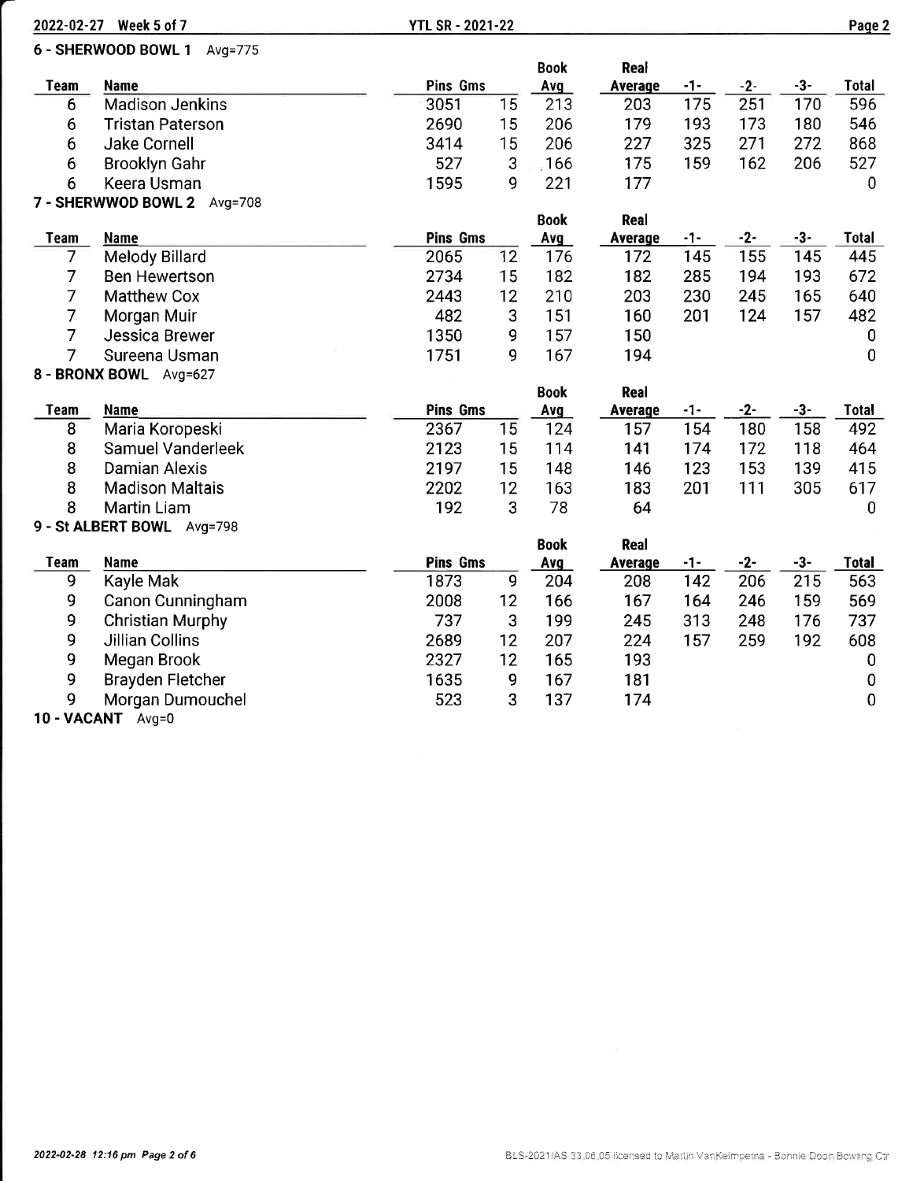## 6 - SHERWOOD BOWL 1 Avg=775

| Team | Name | Pins | Gms | Book Avg | Real Average | -1- | -2- | -3- | Total |
|---|---|---|---|---|---|---|---|---|---|
| 6 | Madison Jenkins | 3051 | 15 | 213 | 203 | 175 | 251 | 170 | 596 |
| 6 | Tristan Paterson | 2690 | 15 | 206 | 179 | 193 | 173 | 180 | 546 |
| 6 | Jake Cornell | 3414 | 15 | 206 | 227 | 325 | 271 | 272 | 868 |
| 6 | Brooklyn Gahr | 527 | 3 | 166 | 175 | 159 | 162 | 206 | 527 |
| 6 | Keera Usman | 1595 | 9 | 221 | 177 | | | | 0 |

## 7 - SHERWWOD BOWL 2 Avg=708

| Team | Name | Pins | Gms | Book Avg | Real Average | -1- | -2- | -3- | Total |
|---|---|---|---|---|---|---|---|---|---|
| 7 | Melody Billard | 2065 | 12 | 176 | 172 | 145 | 155 | 145 | 445 |
| 7 | Ben Hewertson | 2734 | 15 | 182 | 182 | 285 | 194 | 193 | 672 |
| 7 | Matthew Cox | 2443 | 12 | 210 | 203 | 230 | 245 | 165 | 640 |
| 7 | Morgan Muir | 482 | 3 | 151 | 160 | 201 | 124 | 157 | 482 |
| 7 | Jessica Brewer | 1350 | 9 | 157 | 150 | | | | 0 |
| 7 | Sureena Usman | 1751 | 9 | 167 | 194 | | | | 0 |

## 8 - BRONX BOWL Avg=627

| Team | Name | Pins | Gms | Book Avg | Real Average | -1- | -2- | -3- | Total |
|---|---|---|---|---|---|---|---|---|---|
| 8 | Maria Koropeski | 2367 | 15 | 124 | 157 | 154 | 180 | 158 | 492 |
| 8 | Samuel Vanderleek | 2123 | 15 | 114 | 141 | 174 | 172 | 118 | 464 |
| 8 | Damian Alexis | 2197 | 15 | 148 | 146 | 123 | 153 | 139 | 415 |
| 8 | Madison Maltais | 2202 | 12 | 163 | 183 | 201 | 111 | 305 | 617 |
| 8 | Martin Liam | 192 | 3 | 78 | 64 | | | | 0 |

## 9 - St ALBERT BOWL Avg=798

| Team | Name | Pins | Gms | Book Avg | Real Average | -1- | -2- | -3- | Total |
|---|---|---|---|---|---|---|---|---|---|
| 9 | Kayle Mak | 1873 | 9 | 204 | 208 | 142 | 206 | 215 | 563 |
| 9 | Canon Cunningham | 2008 | 12 | 166 | 167 | 164 | 246 | 159 | 569 |
| 9 | Christian Murphy | 737 | 3 | 199 | 245 | 313 | 248 | 176 | 737 |
| 9 | Jillian Collins | 2689 | 12 | 207 | 224 | 157 | 259 | 192 | 608 |
| 9 | Megan Brook | 2327 | 12 | 165 | 193 | | | | 0 |
| 9 | Brayden Fletcher | 1635 | 9 | 167 | 181 | | | | 0 |
| 9 | Morgan Dumouchel | 523 | 3 | 137 | 174 | | | | 0 |

## 10 - VACANT Avg=0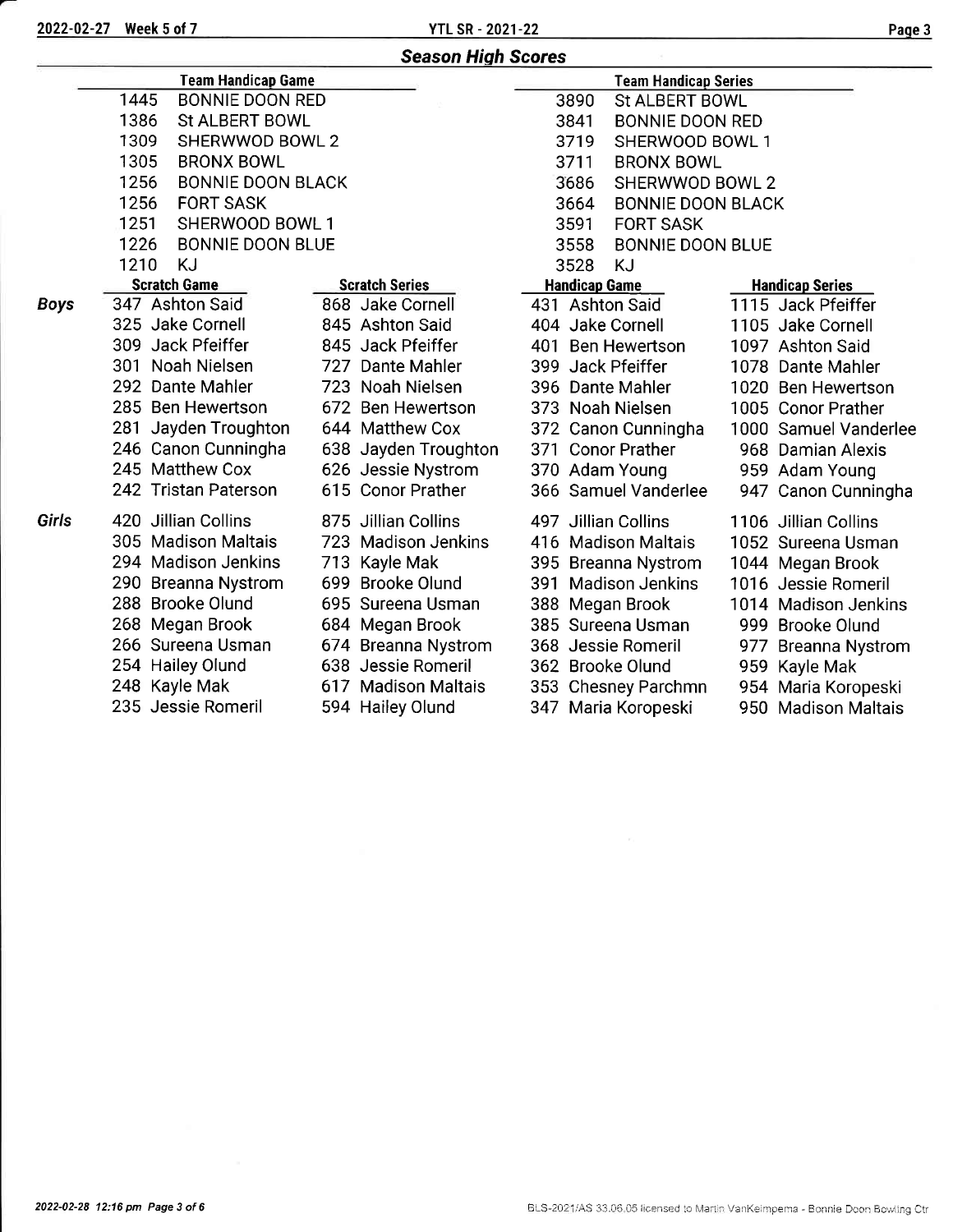## Season High Scores

| Team Handicap Game | | Team Handicap Series | |
|---|---|---|---|
| 1445 | BONNIE DOON RED | 3890 | St ALBERT BOWL |
| 1386 | St ALBERT BOWL | 3841 | BONNIE DOON RED |
| 1309 | SHERWWOD BOWL 2 | 3719 | SHERWOOD BOWL 1 |
| 1305 | BRONX BOWL | 3711 | BRONX BOWL |
| 1256 | BONNIE DOON BLACK | 3686 | SHERWWOD BOWL 2 |
| 1256 | FORT SASK | 3664 | BONNIE DOON BLACK |
| 1251 | SHERWOOD BOWL 1 | 3591 | FORT SASK |
| 1226 | BONNIE DOON BLUE | 3558 | BONNIE DOON BLUE |
| 1210 | KJ | 3528 | KJ |

| | Scratch Game | Scratch Series | Handicap Game | Handicap Series |
|---|---|---|---|---|
| **Boys** | 347 Ashton Said | 868 Jake Cornell | 431 Ashton Said | 1115 Jack Pfeiffer |
| | 325 Jake Cornell | 845 Ashton Said | 404 Jake Cornell | 1105 Jake Cornell |
| | 309 Jack Pfeiffer | 845 Jack Pfeiffer | 401 Ben Hewertson | 1097 Ashton Said |
| | 301 Noah Nielsen | 727 Dante Mahler | 399 Jack Pfeiffer | 1078 Dante Mahler |
| | 292 Dante Mahler | 723 Noah Nielsen | 396 Dante Mahler | 1020 Ben Hewertson |
| | 285 Ben Hewertson | 672 Ben Hewertson | 373 Noah Nielsen | 1005 Conor Prather |
| | 281 Jayden Troughton | 644 Matthew Cox | 372 Canon Cunningha | 1000 Samuel Vanderlee |
| | 246 Canon Cunningha | 638 Jayden Troughton | 371 Conor Prather | 968 Damian Alexis |
| | 245 Matthew Cox | 626 Jessie Nystrom | 370 Adam Young | 959 Adam Young |
| | 242 Tristan Paterson | 615 Conor Prather | 366 Samuel Vanderlee | 947 Canon Cunningha |
| **Girls** | 420 Jillian Collins | 875 Jillian Collins | 497 Jillian Collins | 1106 Jillian Collins |
| | 305 Madison Maltais | 723 Madison Jenkins | 416 Madison Maltais | 1052 Sureena Usman |
| | 294 Madison Jenkins | 713 Kayle Mak | 395 Breanna Nystrom | 1044 Megan Brook |
| | 290 Breanna Nystrom | 699 Brooke Olund | 391 Madison Jenkins | 1016 Jessie Romeril |
| | 288 Brooke Olund | 695 Sureena Usman | 388 Megan Brook | 1014 Madison Jenkins |
| | 268 Megan Brook | 684 Megan Brook | 385 Sureena Usman | 999 Brooke Olund |
| | 266 Sureena Usman | 674 Breanna Nystrom | 368 Jessie Romeril | 977 Breanna Nystrom |
| | 254 Hailey Olund | 638 Jessie Romeril | 362 Brooke Olund | 959 Kayle Mak |
| | 248 Kayle Mak | 617 Madison Maltais | 353 Chesney Parchmn | 954 Maria Koropeski |
| | 235 Jessie Romeril | 594 Hailey Olund | 347 Maria Koropeski | 950 Madison Maltais |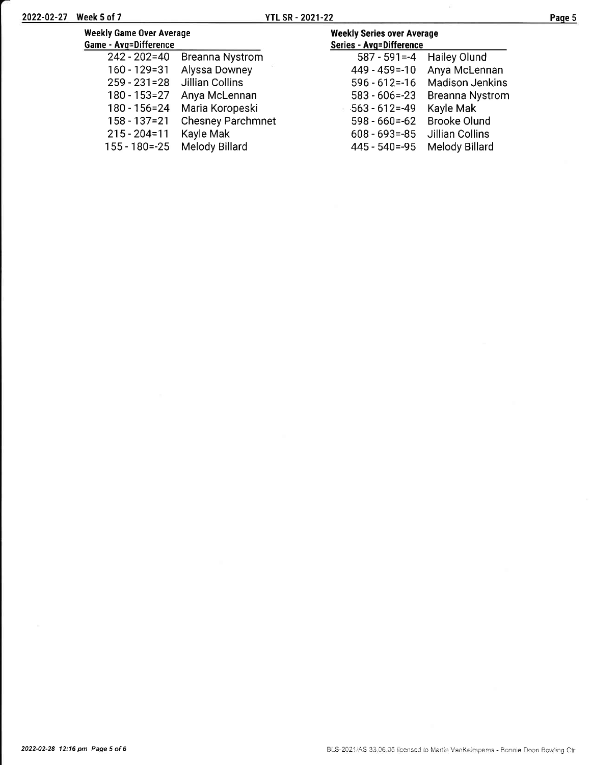## Weekly Game Over Average

| Game - Avg=Difference | |
|---|---|
| 242 - 202=40 | Breanna Nystrom |
| 160 - 129=31 | Alyssa Downey |
| 259 - 231=28 | Jillian Collins |
| 180 - 153=27 | Anya McLennan |
| 180 - 156=24 | Maria Koropeski |
| 158 - 137=21 | Chesney Parchmnet |
| 215 - 204=11 | Kayle Mak |
| 155 - 180=-25 | Melody Billard |

## Weekly Series over Average

| Series - Avg=Difference | |
|---|---|
| 587 - 591=-4 | Hailey Olund |
| 449 - 459=-10 | Anya McLennan |
| 596 - 612=-16 | Madison Jenkins |
| 583 - 606=-23 | Breanna Nystrom |
| 563 - 612=-49 | Kayle Mak |
| 598 - 660=-62 | Brooke Olund |
| 608 - 693=-85 | Jillian Collins |
| 445 - 540=-95 | Melody Billard |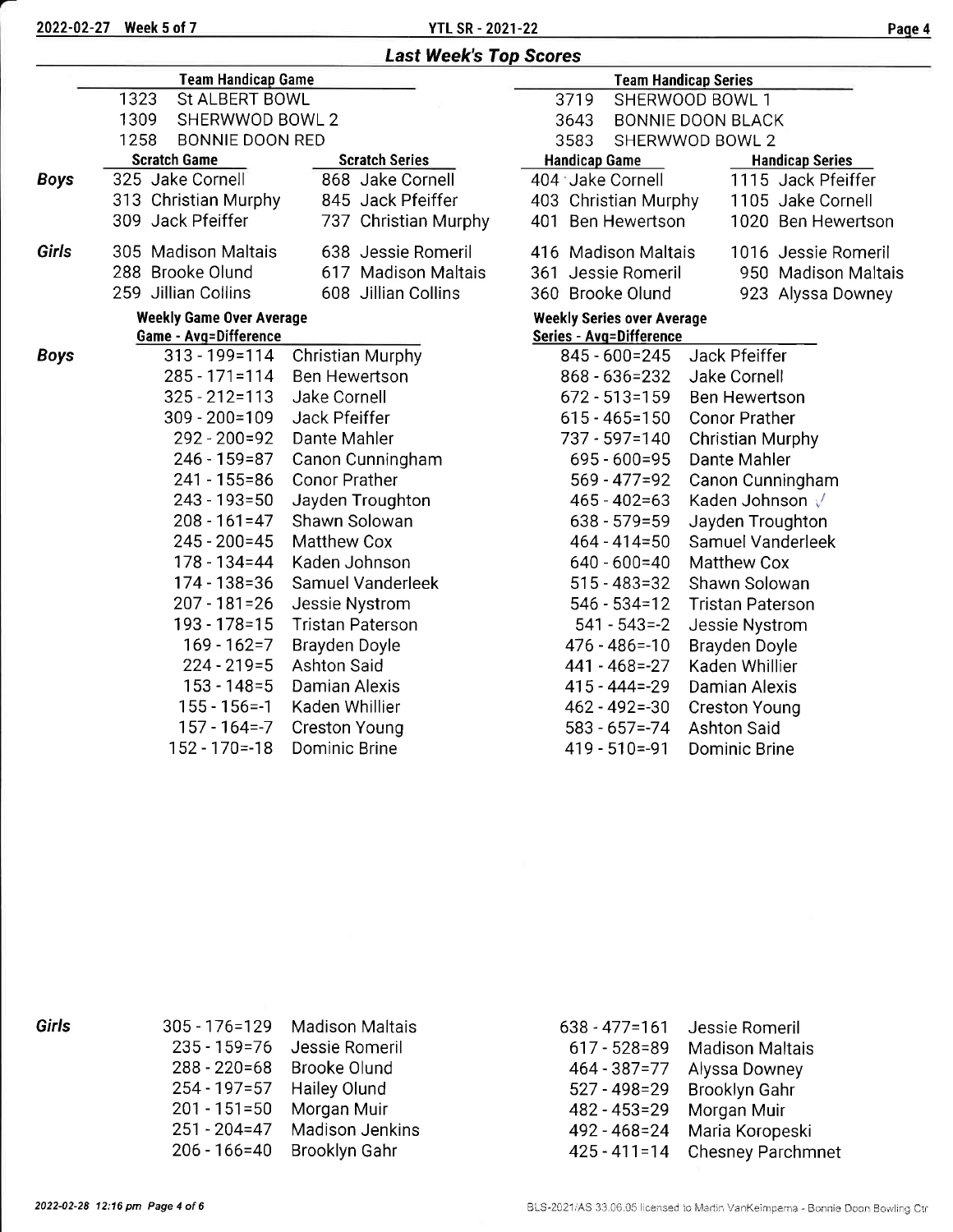## Last Week's Top Scores

| Team Handicap Game | | Team Handicap Series | |
|---|---|---|---|
| 1323 | St ALBERT BOWL | 3719 | SHERWOOD BOWL 1 |
| 1309 | SHERWWOD BOWL 2 | 3643 | BONNIE DOON BLACK |
| 1258 | BONNIE DOON RED | 3583 | SHERWWOD BOWL 2 |

| | Scratch Game | Scratch Series | Handicap Game | Handicap Series |
|---|---|---|---|---|
| **Boys** | 325 Jake Cornell | 868 Jake Cornell | 404 Jake Cornell | 1115 Jack Pfeiffer |
| | 313 Christian Murphy | 845 Jack Pfeiffer | 403 Christian Murphy | 1105 Jake Cornell |
| | 309 Jack Pfeiffer | 737 Christian Murphy | 401 Ben Hewertson | 1020 Ben Hewertson |
| **Girls** | 305 Madison Maltais | 638 Jessie Romeril | 416 Madison Maltais | 1016 Jessie Romeril |
| | 288 Brooke Olund | 617 Madison Maltais | 361 Jessie Romeril | 950 Madison Maltais |
| | 259 Jillian Collins | 608 Jillian Collins | 360 Brooke Olund | 923 Alyssa Downey |

| | Weekly Game Over Average: Game - Avg=Difference | | Weekly Series over Average: Series - Avg=Difference | |
|---|---|---|---|---|
| **Boys** | 313 - 199=114 | Christian Murphy | 845 - 600=245 | Jack Pfeiffer |
| | 285 - 171=114 | Ben Hewertson | 868 - 636=232 | Jake Cornell |
| | 325 - 212=113 | Jake Cornell | 672 - 513=159 | Ben Hewertson |
| | 309 - 200=109 | Jack Pfeiffer | 615 - 465=150 | Conor Prather |
| | 292 - 200=92 | Dante Mahler | 737 - 597=140 | Christian Murphy |
| | 246 - 159=87 | Canon Cunningham | 695 - 600=95 | Dante Mahler |
| | 241 - 155=86 | Conor Prather | 569 - 477=92 | Canon Cunningham |
| | 243 - 193=50 | Jayden Troughton | 465 - 402=63 | Kaden Johnson |
| | 208 - 161=47 | Shawn Solowan | 638 - 579=59 | Jayden Troughton |
| | 245 - 200=45 | Matthew Cox | 464 - 414=50 | Samuel Vanderleek |
| | 178 - 134=44 | Kaden Johnson | 640 - 600=40 | Matthew Cox |
| | 174 - 138=36 | Samuel Vanderleek | 515 - 483=32 | Shawn Solowan |
| | 207 - 181=26 | Jessie Nystrom | 546 - 534=12 | Tristan Paterson |
| | 193 - 178=15 | Tristan Paterson | 541 - 543=-2 | Jessie Nystrom |
| | 169 - 162=7 | Brayden Doyle | 476 - 486=-10 | Brayden Doyle |
| | 224 - 219=5 | Ashton Said | 441 - 468=-27 | Kaden Whillier |
| | 153 - 148=5 | Damian Alexis | 415 - 444=-29 | Damian Alexis |
| | 155 - 156=-1 | Kaden Whillier | 462 - 492=-30 | Creston Young |
| | 157 - 164=-7 | Creston Young | 583 - 657=-74 | Ashton Said |
| | 152 - 170=-18 | Dominic Brine | 419 - 510=-91 | Dominic Brine |
| **Girls** | 305 - 176=129 | Madison Maltais | 638 - 477=161 | Jessie Romeril |
| | 235 - 159=76 | Jessie Romeril | 617 - 528=89 | Madison Maltais |
| | 288 - 220=68 | Brooke Olund | 464 - 387=77 | Alyssa Downey |
| | 254 - 197=57 | Hailey Olund | 527 - 498=29 | Brooklyn Gahr |
| | 201 - 151=50 | Morgan Muir | 482 - 453=29 | Morgan Muir |
| | 251 - 204=47 | Madison Jenkins | 492 - 468=24 | Maria Koropeski |
| | 206 - 166=40 | Brooklyn Gahr | 425 - 411=14 | Chesney Parchmnet |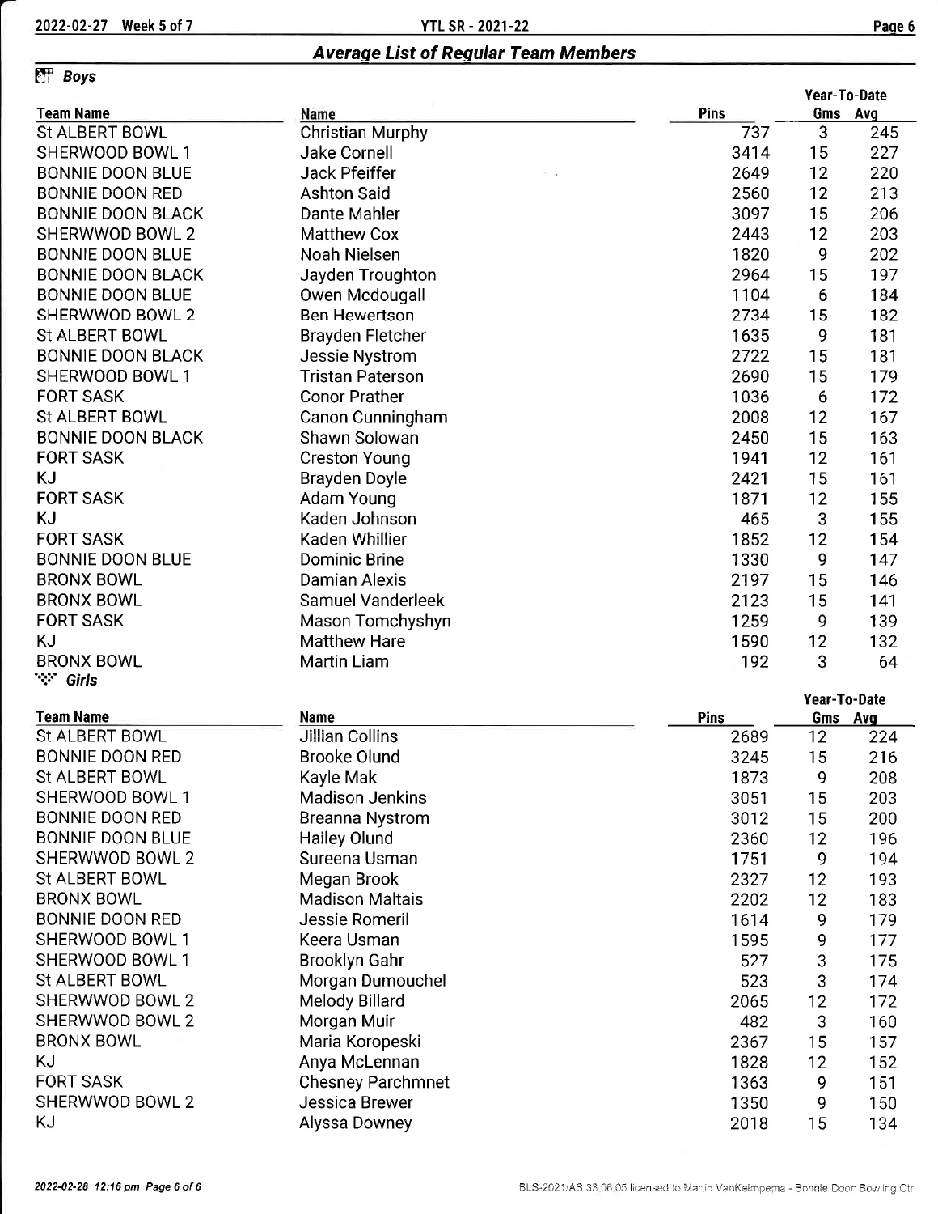## Average List of Regular Team Members

### Boys

| Team Name | Name | Pins | Year-To-Date Gms | Year-To-Date Avg |
|---|---|---|---|---|
| St ALBERT BOWL | Christian Murphy | 737 | 3 | 245 |
| SHERWOOD BOWL 1 | Jake Cornell | 3414 | 15 | 227 |
| BONNIE DOON BLUE | Jack Pfeiffer | 2649 | 12 | 220 |
| BONNIE DOON RED | Ashton Said | 2560 | 12 | 213 |
| BONNIE DOON BLACK | Dante Mahler | 3097 | 15 | 206 |
| SHERWWOD BOWL 2 | Matthew Cox | 2443 | 12 | 203 |
| BONNIE DOON BLUE | Noah Nielsen | 1820 | 9 | 202 |
| BONNIE DOON BLACK | Jayden Troughton | 2964 | 15 | 197 |
| BONNIE DOON BLUE | Owen Mcdougall | 1104 | 6 | 184 |
| SHERWWOD BOWL 2 | Ben Hewertson | 2734 | 15 | 182 |
| St ALBERT BOWL | Brayden Fletcher | 1635 | 9 | 181 |
| BONNIE DOON BLACK | Jessie Nystrom | 2722 | 15 | 181 |
| SHERWOOD BOWL 1 | Tristan Paterson | 2690 | 15 | 179 |
| FORT SASK | Conor Prather | 1036 | 6 | 172 |
| St ALBERT BOWL | Canon Cunningham | 2008 | 12 | 167 |
| BONNIE DOON BLACK | Shawn Solowan | 2450 | 15 | 163 |
| FORT SASK | Creston Young | 1941 | 12 | 161 |
| KJ | Brayden Doyle | 2421 | 15 | 161 |
| FORT SASK | Adam Young | 1871 | 12 | 155 |
| KJ | Kaden Johnson | 465 | 3 | 155 |
| FORT SASK | Kaden Whillier | 1852 | 12 | 154 |
| BONNIE DOON BLUE | Dominic Brine | 1330 | 9 | 147 |
| BRONX BOWL | Damian Alexis | 2197 | 15 | 146 |
| BRONX BOWL | Samuel Vanderleek | 2123 | 15 | 141 |
| FORT SASK | Mason Tomchyshyn | 1259 | 9 | 139 |
| KJ | Matthew Hare | 1590 | 12 | 132 |
| BRONX BOWL | Martin Liam | 192 | 3 | 64 |

### Girls

| Team Name | Name | Pins | Year-To-Date Gms | Year-To-Date Avg |
|---|---|---|---|---|
| St ALBERT BOWL | Jillian Collins | 2689 | 12 | 224 |
| BONNIE DOON RED | Brooke Olund | 3245 | 15 | 216 |
| St ALBERT BOWL | Kayle Mak | 1873 | 9 | 208 |
| SHERWOOD BOWL 1 | Madison Jenkins | 3051 | 15 | 203 |
| BONNIE DOON RED | Breanna Nystrom | 3012 | 15 | 200 |
| BONNIE DOON BLUE | Hailey Olund | 2360 | 12 | 196 |
| SHERWWOD BOWL 2 | Sureena Usman | 1751 | 9 | 194 |
| St ALBERT BOWL | Megan Brook | 2327 | 12 | 193 |
| BRONX BOWL | Madison Maltais | 2202 | 12 | 183 |
| BONNIE DOON RED | Jessie Romeril | 1614 | 9 | 179 |
| SHERWOOD BOWL 1 | Keera Usman | 1595 | 9 | 177 |
| SHERWOOD BOWL 1 | Brooklyn Gahr | 527 | 3 | 175 |
| St ALBERT BOWL | Morgan Dumouchel | 523 | 3 | 174 |
| SHERWWOD BOWL 2 | Melody Billard | 2065 | 12 | 172 |
| SHERWWOD BOWL 2 | Morgan Muir | 482 | 3 | 160 |
| BRONX BOWL | Maria Koropeski | 2367 | 15 | 157 |
| KJ | Anya McLennan | 1828 | 12 | 152 |
| FORT SASK | Chesney Parchmnet | 1363 | 9 | 151 |
| SHERWWOD BOWL 2 | Jessica Brewer | 1350 | 9 | 150 |
| KJ | Alyssa Downey | 2018 | 15 | 134 |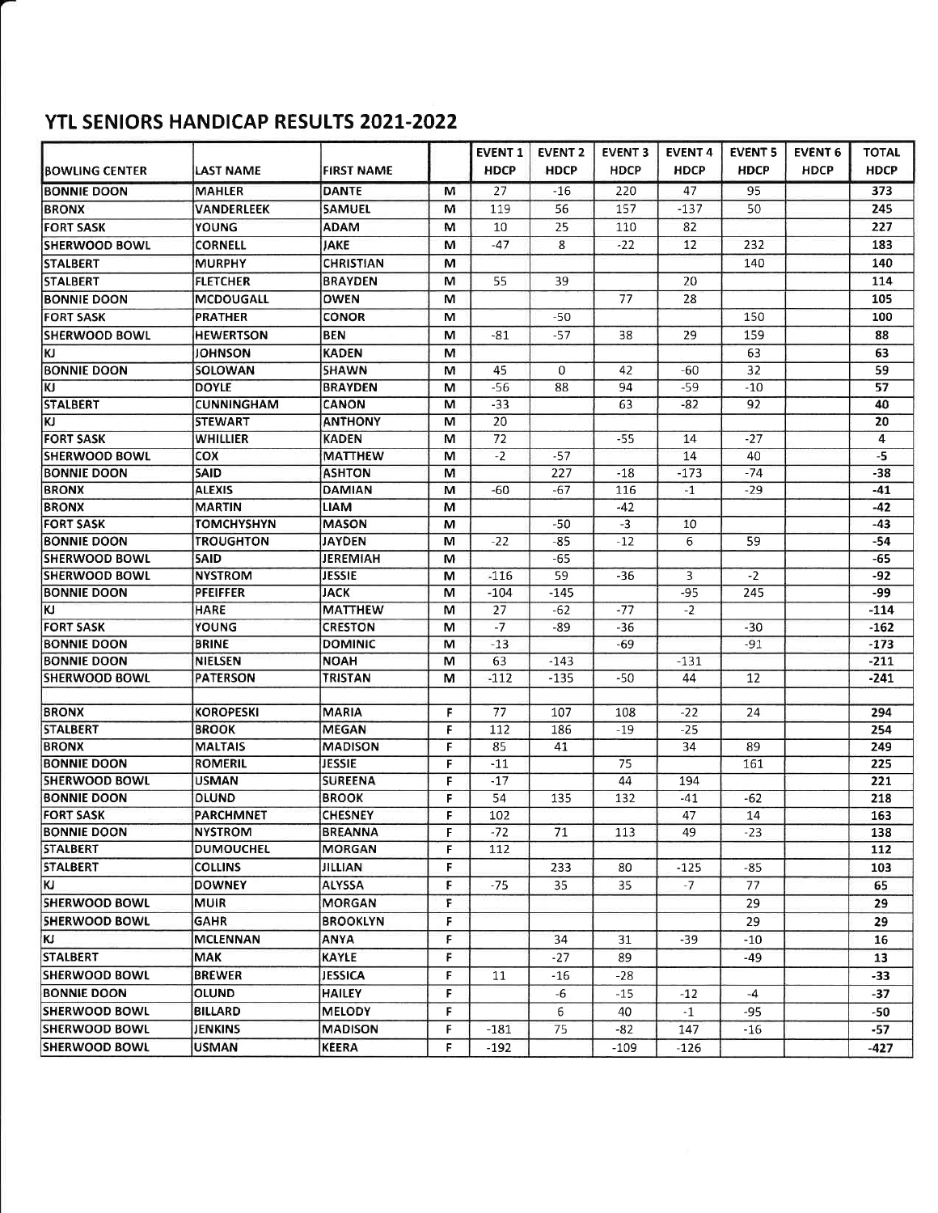## YTL SENIORS HANDICAP RESULTS 2021-2022

| BOWLING CENTER | LAST NAME | FIRST NAME | | EVENT 1 HDCP | EVENT 2 HDCP | EVENT 3 HDCP | EVENT 4 HDCP | EVENT 5 HDCP | EVENT 6 HDCP | TOTAL HDCP |
|---|---|---|---|---|---|---|---|---|---|---|
| BONNIE DOON | MAHLER | DANTE | M | 27 | -16 | 220 | 47 | 95 | | 373 |
| BRONX | VANDERLEEK | SAMUEL | M | 119 | 56 | 157 | -137 | 50 | | 245 |
| FORT SASK | YOUNG | ADAM | M | 10 | 25 | 110 | 82 | | | 227 |
| SHERWOOD BOWL | CORNELL | JAKE | M | -47 | 8 | -22 | 12 | 232 | | 183 |
| STALBERT | MURPHY | CHRISTIAN | M | | | | | 140 | | 140 |
| STALBERT | FLETCHER | BRAYDEN | M | 55 | 39 | | 20 | | | 114 |
| BONNIE DOON | MCDOUGALL | OWEN | M | | | 77 | 28 | | | 105 |
| FORT SASK | PRATHER | CONOR | M | | -50 | | | 150 | | 100 |
| SHERWOOD BOWL | HEWERTSON | BEN | M | -81 | -57 | 38 | 29 | 159 | | 88 |
| KJ | JOHNSON | KADEN | M | | | | | 63 | | 63 |
| BONNIE DOON | SOLOWAN | SHAWN | M | 45 | 0 | 42 | -60 | 32 | | 59 |
| KJ | DOYLE | BRAYDEN | M | -56 | 88 | 94 | -59 | -10 | | 57 |
| STALBERT | CUNNINGHAM | CANON | M | -33 | | 63 | -82 | 92 | | 40 |
| KJ | STEWART | ANTHONY | M | 20 | | | | | | 20 |
| FORT SASK | WHILLIER | KADEN | M | 72 | | -55 | 14 | -27 | | 4 |
| SHERWOOD BOWL | COX | MATTHEW | M | -2 | -57 | | 14 | 40 | | -5 |
| BONNIE DOON | SAID | ASHTON | M | | 227 | -18 | -173 | -74 | | -38 |
| BRONX | ALEXIS | DAMIAN | M | -60 | -67 | 116 | -1 | -29 | | -41 |
| BRONX | MARTIN | LIAM | M | | | -42 | | | | -42 |
| FORT SASK | TOMCHYSHYN | MASON | M | | -50 | -3 | 10 | | | -43 |
| BONNIE DOON | TROUGHTON | JAYDEN | M | -22 | -85 | -12 | 6 | 59 | | -54 |
| SHERWOOD BOWL | SAID | JEREMIAH | M | | -65 | | | | | -65 |
| SHERWOOD BOWL | NYSTROM | JESSIE | M | -116 | 59 | -36 | 3 | -2 | | -92 |
| BONNIE DOON | PFEIFFER | JACK | M | -104 | -145 | | -95 | 245 | | -99 |
| KJ | HARE | MATTHEW | M | 27 | -62 | -77 | -2 | | | -114 |
| FORT SASK | YOUNG | CRESTON | M | -7 | -89 | -36 | | -30 | | -162 |
| BONNIE DOON | BRINE | DOMINIC | M | -13 | | -69 | | -91 | | -173 |
| BONNIE DOON | NIELSEN | NOAH | M | 63 | -143 | | -131 | | | -211 |
| SHERWOOD BOWL | PATERSON | TRISTAN | M | -112 | -135 | -50 | 44 | 12 | | -241 |
| | | | | | | | | | | |
| BRONX | KOROPESKI | MARIA | F | 77 | 107 | 108 | -22 | 24 | | 294 |
| STALBERT | BROOK | MEGAN | F | 112 | 186 | -19 | -25 | | | 254 |
| BRONX | MALTAIS | MADISON | F | 85 | 41 | | 34 | 89 | | 249 |
| BONNIE DOON | ROMERIL | JESSIE | F | -11 | | 75 | | 161 | | 225 |
| SHERWOOD BOWL | USMAN | SUREENA | F | -17 | | 44 | 194 | | | 221 |
| BONNIE DOON | OLUND | BROOK | F | 54 | 135 | 132 | -41 | -62 | | 218 |
| FORT SASK | PARCHMNET | CHESNEY | F | 102 | | | 47 | 14 | | 163 |
| BONNIE DOON | NYSTROM | BREANNA | F | -72 | 71 | 113 | 49 | -23 | | 138 |
| STALBERT | DUMOUCHEL | MORGAN | F | 112 | | | | | | 112 |
| STALBERT | COLLINS | JILLIAN | F | | 233 | 80 | -125 | -85 | | 103 |
| KJ | DOWNEY | ALYSSA | F | -75 | 35 | 35 | -7 | 77 | | 65 |
| SHERWOOD BOWL | MUIR | MORGAN | F | | | | | 29 | | 29 |
| SHERWOOD BOWL | GAHR | BROOKLYN | F | | | | | 29 | | 29 |
| KJ | MCLENNAN | ANYA | F | | 34 | 31 | -39 | -10 | | 16 |
| STALBERT | MAK | KAYLE | F | | -27 | 89 | | -49 | | 13 |
| SHERWOOD BOWL | BREWER | JESSICA | F | 11 | -16 | -28 | | | | -33 |
| BONNIE DOON | OLUND | HAILEY | F | | -6 | -15 | -12 | -4 | | -37 |
| SHERWOOD BOWL | BILLARD | MELODY | F | | 6 | 40 | -1 | -95 | | -50 |
| SHERWOOD BOWL | JENKINS | MADISON | F | -181 | 75 | -82 | 147 | -16 | | -57 |
| SHERWOOD BOWL | USMAN | KEERA | F | -192 | | -109 | -126 | | | -427 |